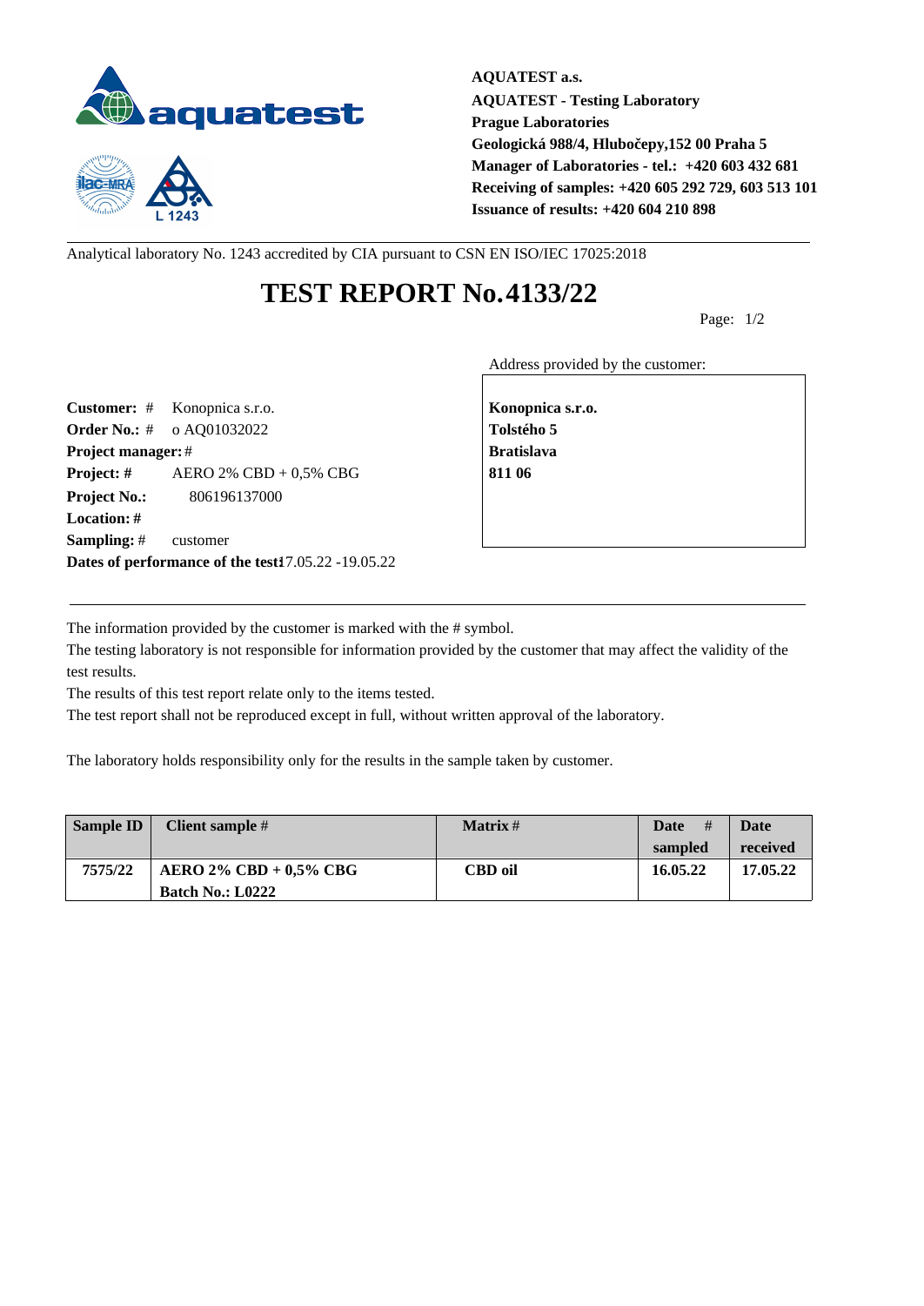**AQUATEST a.s.**
**AQUATEST - Testing Laboratory**
**Prague Laboratories**
**Geologická 988/4, Hlubočepy,152 00 Praha 5**
**Manager of Laboratories - tel.: +420 603 432 681**
**Receiving of samples: +420 605 292 729, 603 513 101**
**Issuance of results: +420 604 210 898**

Analytical laboratory No. 1243 accredited by CIA pursuant to CSN EN ISO/IEC 17025:2018

# TEST REPORT No.4133/22

Address provided by the customer:

**Konopnica s.r.o.**
**Tolstého 5**
**Bratislava**
**811 06**

**Customer:** # Konopnica s.r.o.
**Order No.:** # o AQ01032022
**Project manager:** #
**Project:** # AERO 2% CBD + 0,5% CBG
**Project No.:** 806196137000
**Location:** #
**Sampling:** # customer
**Dates of performance of the test:** 17.05.22 -19.05.22

The information provided by the customer is marked with the # symbol.
The testing laboratory is not responsible for information provided by the customer that may affect the validity of the test results.
The results of this test report relate only to the items tested.
The test report shall not be reproduced except in full, without written approval of the laboratory.

The laboratory holds responsibility only for the results in the sample taken by customer.

| Sample ID | Client sample # | Matrix # | Date # sampled | Date received |
|---|---|---|---|---|
| **7575/22** | **AERO 2% CBD + 0,5% CBG Batch No.: L0222** | **CBD oil** | **16.05.22** | **17.05.22** |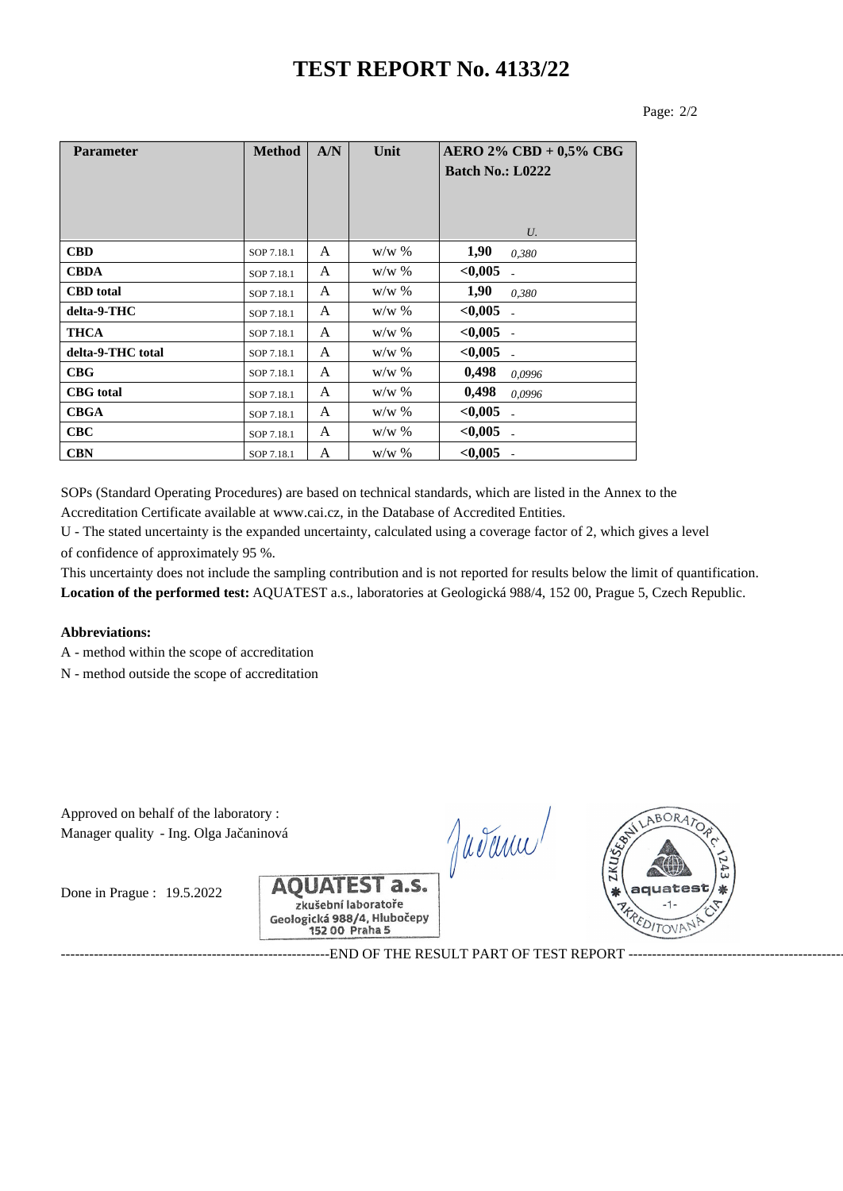# TEST REPORT No. 4133/22

| Parameter | Method | A/N | Unit | AERO 2% CBD + 0,5% CBG Batch No.: L0222 | *U.* |
|---|---|---|---|---|---|
| **CBD** | SOP 7.18.1 | A | w/w % | **1,90** | *0,380* |
| **CBDA** | SOP 7.18.1 | A | w/w % | **<0,005** | - |
| **CBD total** | SOP 7.18.1 | A | w/w % | **1,90** | *0,380* |
| **delta-9-THC** | SOP 7.18.1 | A | w/w % | **<0,005** | - |
| **THCA** | SOP 7.18.1 | A | w/w % | **<0,005** | - |
| **delta-9-THC total** | SOP 7.18.1 | A | w/w % | **<0,005** | - |
| **CBG** | SOP 7.18.1 | A | w/w % | **0,498** | *0,0996* |
| **CBG total** | SOP 7.18.1 | A | w/w % | **0,498** | *0,0996* |
| **CBGA** | SOP 7.18.1 | A | w/w % | **<0,005** | - |
| **CBC** | SOP 7.18.1 | A | w/w % | **<0,005** | - |
| **CBN** | SOP 7.18.1 | A | w/w % | **<0,005** | - |

SOPs (Standard Operating Procedures) are based on technical standards, which are listed in the Annex to the Accreditation Certificate available at www.cai.cz, in the Database of Accredited Entities.

U - The stated uncertainty is the expanded uncertainty, calculated using a coverage factor of 2, which gives a level of confidence of approximately 95 %.

This uncertainty does not include the sampling contribution and is not reported for results below the limit of quantification.

**Location of the performed test:** AQUATEST a.s., laboratories at Geologická 988/4, 152 00, Prague 5, Czech Republic.

**Abbreviations:**

A - method within the scope of accreditation

N - method outside the scope of accreditation

Approved on behalf of the laboratory :
Manager quality - Ing. Olga Jačaninová

Done in Prague : 19.5.2022

AQUATEST a.s.
zkušební laboratoře
Geologická 988/4, Hlubočepy
152 00 Praha 5

ZKUŠEBNÍ LABORATOŘ č. 1243
aquatest
-1-
AKREDITOVANÁ ČIA

------------------------------------------------------------END OF THE RESULT PART OF TEST REPORT ------------------------------------------------------------